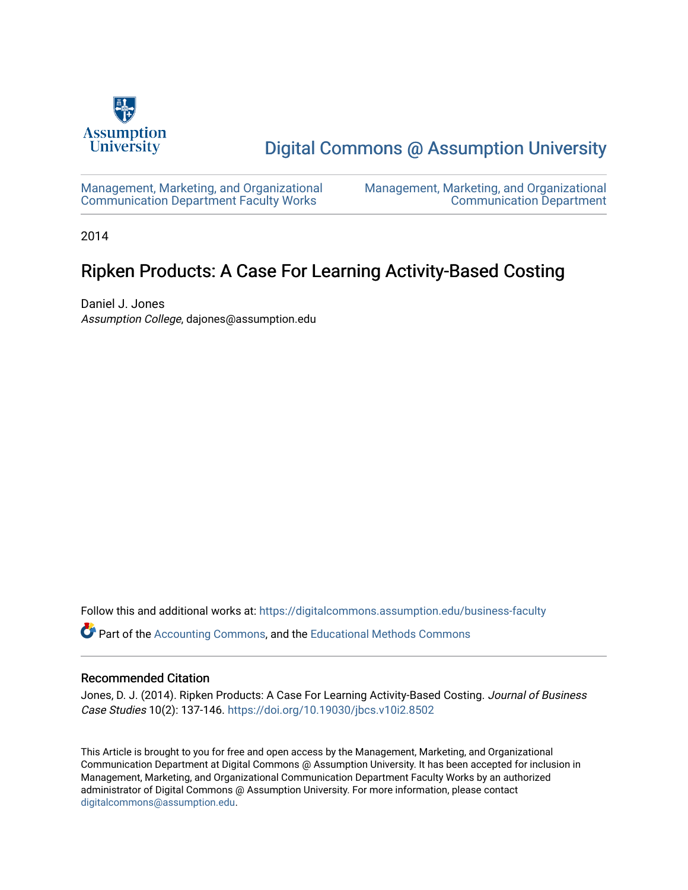Assumption University

# Digital Commons @ Assumption University

Management, Marketing, and Organizational Communication Department Faculty Works

Management, Marketing, and Organizational Communication Department

2014

## Ripken Products: A Case For Learning Activity-Based Costing

Daniel J. Jones
*Assumption College*, dajones@assumption.edu

Follow this and additional works at: https://digitalcommons.assumption.edu/business-faculty

Part of the Accounting Commons, and the Educational Methods Commons

### Recommended Citation

Jones, D. J. (2014). Ripken Products: A Case For Learning Activity-Based Costing. *Journal of Business Case Studies* 10(2): 137-146. https://doi.org/10.19030/jbcs.v10i2.8502

This Article is brought to you for free and open access by the Management, Marketing, and Organizational Communication Department at Digital Commons @ Assumption University. It has been accepted for inclusion in Management, Marketing, and Organizational Communication Department Faculty Works by an authorized administrator of Digital Commons @ Assumption University. For more information, please contact digitalcommons@assumption.edu.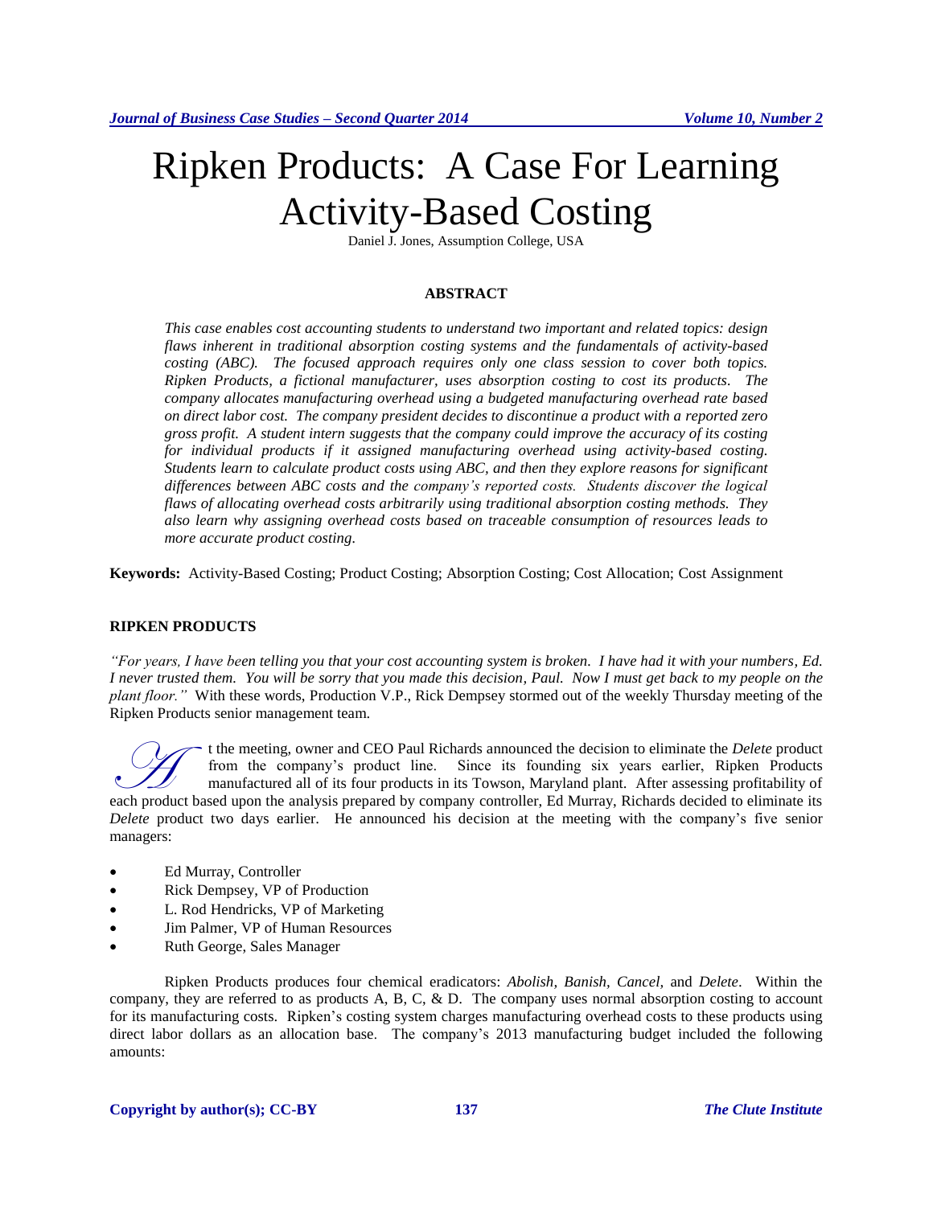# Ripken Products: A Case For Learning Activity-Based Costing

Daniel J. Jones, Assumption College, USA

## ABSTRACT

*This case enables cost accounting students to understand two important and related topics: design flaws inherent in traditional absorption costing systems and the fundamentals of activity-based costing (ABC). The focused approach requires only one class session to cover both topics. Ripken Products, a fictional manufacturer, uses absorption costing to cost its products. The company allocates manufacturing overhead using a budgeted manufacturing overhead rate based on direct labor cost. The company president decides to discontinue a product with a reported zero gross profit. A student intern suggests that the company could improve the accuracy of its costing for individual products if it assigned manufacturing overhead using activity-based costing. Students learn to calculate product costs using ABC, and then they explore reasons for significant differences between ABC costs and the company's reported costs. Students discover the logical flaws of allocating overhead costs arbitrarily using traditional absorption costing methods. They also learn why assigning overhead costs based on traceable consumption of resources leads to more accurate product costing.*

**Keywords:** Activity-Based Costing; Product Costing; Absorption Costing; Cost Allocation; Cost Assignment

## RIPKEN PRODUCTS

*"For years, I have been telling you that your cost accounting system is broken. I have had it with your numbers, Ed. I never trusted them. You will be sorry that you made this decision, Paul. Now I must get back to my people on the plant floor."* With these words, Production V.P., Rick Dempsey stormed out of the weekly Thursday meeting of the Ripken Products senior management team.

At the meeting, owner and CEO Paul Richards announced the decision to eliminate the *Delete* product from the company's product line. Since its founding six years earlier, Ripken Products manufactured all of its four products in its Towson, Maryland plant. After assessing profitability of each product based upon the analysis prepared by company controller, Ed Murray, Richards decided to eliminate its *Delete* product two days earlier. He announced his decision at the meeting with the company's five senior managers:

- Ed Murray, Controller
- Rick Dempsey, VP of Production
- L. Rod Hendricks, VP of Marketing
- Jim Palmer, VP of Human Resources
- Ruth George, Sales Manager

Ripken Products produces four chemical eradicators: *Abolish, Banish, Cancel,* and *Delete*. Within the company, they are referred to as products A, B, C, & D. The company uses normal absorption costing to account for its manufacturing costs. Ripken's costing system charges manufacturing overhead costs to these products using direct labor dollars as an allocation base. The company's 2013 manufacturing budget included the following amounts: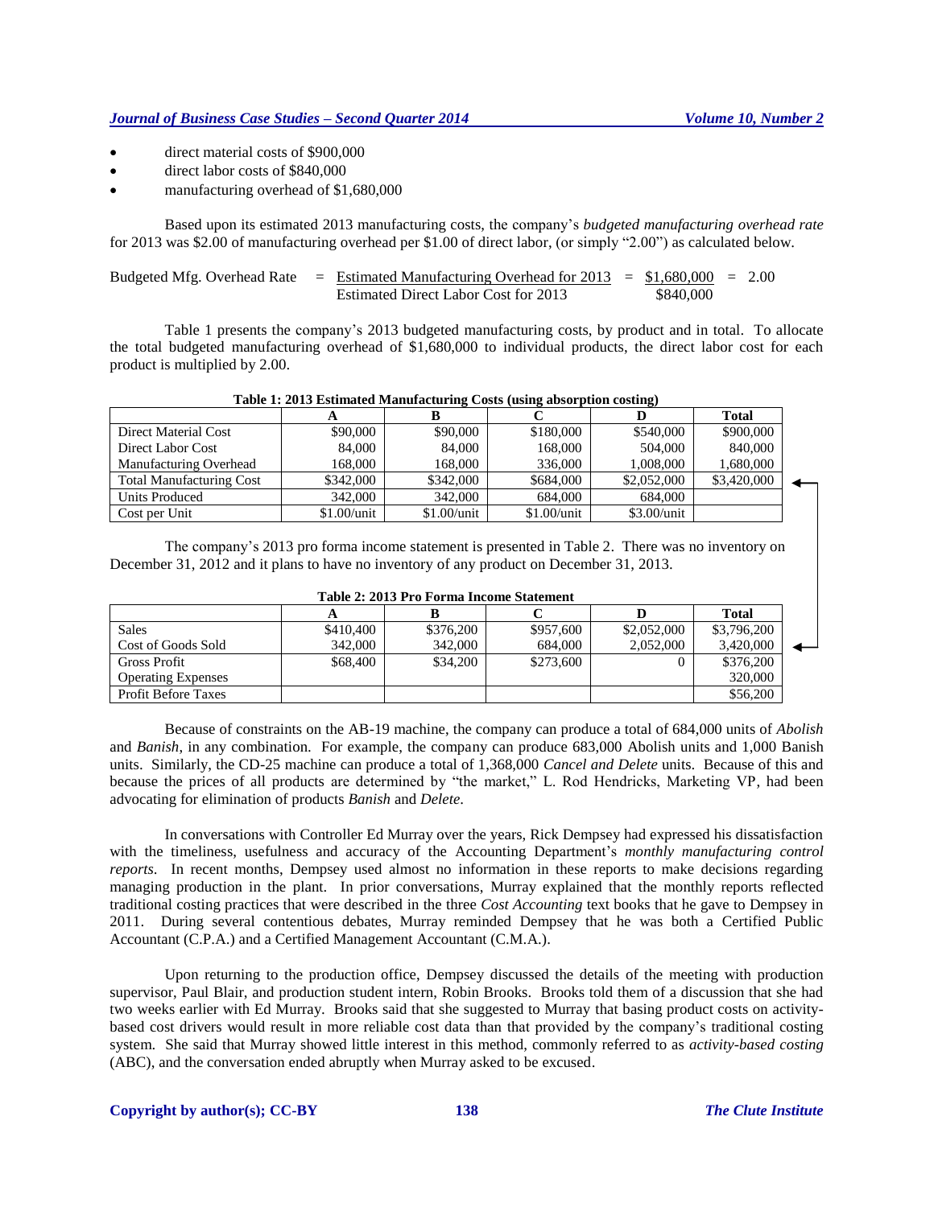- direct material costs of $900,000
- direct labor costs of $840,000
- manufacturing overhead of $1,680,000

Based upon its estimated 2013 manufacturing costs, the company's *budgeted manufacturing overhead rate* for 2013 was $2.00 of manufacturing overhead per $1.00 of direct labor, (or simply "2.00") as calculated below.

$$\text{Budgeted Mfg. Overhead Rate} = \frac{\text{Estimated Manufacturing Overhead for 2013}}{\text{Estimated Direct Labor Cost for 2013}} = \frac{\$1{,}680{,}000}{\$840{,}000} = 2.00$$

Table 1 presents the company's 2013 budgeted manufacturing costs, by product and in total. To allocate the total budgeted manufacturing overhead of $1,680,000 to individual products, the direct labor cost for each product is multiplied by 2.00.

**Table 1: 2013 Estimated Manufacturing Costs (using absorption costing)**

| | A | B | C | D | Total |
|---|---|---|---|---|---|
| Direct Material Cost | $90,000 | $90,000 | $180,000 | $540,000 | $900,000 |
| Direct Labor Cost | 84,000 | 84,000 | 168,000 | 504,000 | 840,000 |
| Manufacturing Overhead | 168,000 | 168,000 | 336,000 | 1,008,000 | 1,680,000 |
| Total Manufacturing Cost | $342,000 | $342,000 | $684,000 | $2,052,000 | $3,420,000 |
| Units Produced | 342,000 | 342,000 | 684,000 | 684,000 | |
| Cost per Unit | $1.00/unit | $1.00/unit | $1.00/unit | $3.00/unit | |

The company's 2013 pro forma income statement is presented in Table 2. There was no inventory on December 31, 2012 and it plans to have no inventory of any product on December 31, 2013.

**Table 2: 2013 Pro Forma Income Statement**

| | A | B | C | D | Total |
|---|---|---|---|---|---|
| Sales | $410,400 | $376,200 | $957,600 | $2,052,000 | $3,796,200 |
| Cost of Goods Sold | 342,000 | 342,000 | 684,000 | 2,052,000 | 3,420,000 |
| Gross Profit | $68,400 | $34,200 | $273,600 | 0 | $376,200 |
| Operating Expenses | | | | | 320,000 |
| Profit Before Taxes | | | | | $56,200 |

Because of constraints on the AB-19 machine, the company can produce a total of 684,000 units of *Abolish* and *Banish*, in any combination. For example, the company can produce 683,000 Abolish units and 1,000 Banish units. Similarly, the CD-25 machine can produce a total of 1,368,000 *Cancel and Delete* units. Because of this and because the prices of all products are determined by "the market," L. Rod Hendricks, Marketing VP, had been advocating for elimination of products *Banish* and *Delete*.

In conversations with Controller Ed Murray over the years, Rick Dempsey had expressed his dissatisfaction with the timeliness, usefulness and accuracy of the Accounting Department's *monthly manufacturing control reports*. In recent months, Dempsey used almost no information in these reports to make decisions regarding managing production in the plant. In prior conversations, Murray explained that the monthly reports reflected traditional costing practices that were described in the three *Cost Accounting* text books that he gave to Dempsey in 2011. During several contentious debates, Murray reminded Dempsey that he was both a Certified Public Accountant (C.P.A.) and a Certified Management Accountant (C.M.A.).

Upon returning to the production office, Dempsey discussed the details of the meeting with production supervisor, Paul Blair, and production student intern, Robin Brooks. Brooks told them of a discussion that she had two weeks earlier with Ed Murray. Brooks said that she suggested to Murray that basing product costs on activity-based cost drivers would result in more reliable cost data than that provided by the company's traditional costing system. She said that Murray showed little interest in this method, commonly referred to as *activity-based costing* (ABC), and the conversation ended abruptly when Murray asked to be excused.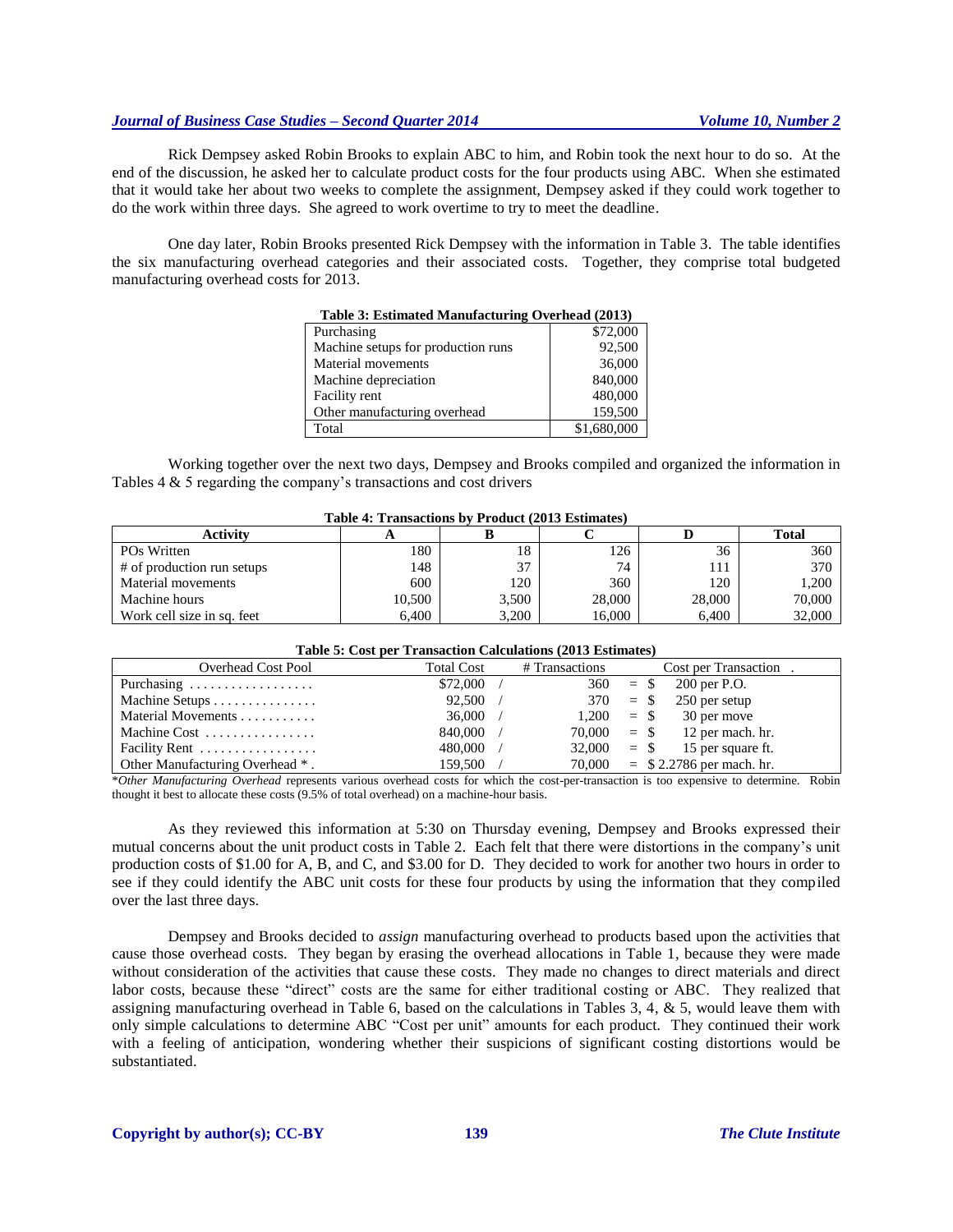Rick Dempsey asked Robin Brooks to explain ABC to him, and Robin took the next hour to do so. At the end of the discussion, he asked her to calculate product costs for the four products using ABC. When she estimated that it would take her about two weeks to complete the assignment, Dempsey asked if they could work together to do the work within three days. She agreed to work overtime to try to meet the deadline.

One day later, Robin Brooks presented Rick Dempsey with the information in Table 3. The table identifies the six manufacturing overhead categories and their associated costs. Together, they comprise total budgeted manufacturing overhead costs for 2013.

**Table 3: Estimated Manufacturing Overhead (2013)**

| | |
|---|---:|
| Purchasing | $72,000 |
| Machine setups for production runs | 92,500 |
| Material movements | 36,000 |
| Machine depreciation | 840,000 |
| Facility rent | 480,000 |
| Other manufacturing overhead | 159,500 |
| Total | $1,680,000 |

Working together over the next two days, Dempsey and Brooks compiled and organized the information in Tables 4 & 5 regarding the company's transactions and cost drivers

**Table 4: Transactions by Product (2013 Estimates)**

| Activity | A | B | C | D | Total |
|---|---:|---:|---:|---:|---:|
| POs Written | 180 | 18 | 126 | 36 | 360 |
| # of production run setups | 148 | 37 | 74 | 111 | 370 |
| Material movements | 600 | 120 | 360 | 120 | 1,200 |
| Machine hours | 10,500 | 3,500 | 28,000 | 28,000 | 70,000 |
| Work cell size in sq. feet | 6,400 | 3,200 | 16,000 | 6,400 | 32,000 |

**Table 5: Cost per Transaction Calculations (2013 Estimates)**

| Overhead Cost Pool | Total Cost | | # Transactions | | Cost per Transaction |
|---|---:|---|---:|---|---|
| Purchasing . . . . . . . . . . . . . . . . . | $72,000 | / | 360 | = $ | 200 per P.O. |
| Machine Setups . . . . . . . . . . . . . . | 92,500 | / | 370 | = $ | 250 per setup |
| Material Movements . . . . . . . . . . | 36,000 | / | 1,200 | = $ | 30 per move |
| Machine Cost . . . . . . . . . . . . . . . | 840,000 | / | 70,000 | = $ | 12 per mach. hr. |
| Facility Rent . . . . . . . . . . . . . . . . | 480,000 | / | 32,000 | = $ | 15 per square ft. |
| Other Manufacturing Overhead * . | 159,500 | / | 70,000 | = | $ 2.2786 per mach. hr. |

**Other Manufacturing Overhead* represents various overhead costs for which the cost-per-transaction is too expensive to determine. Robin thought it best to allocate these costs (9.5% of total overhead) on a machine-hour basis.

As they reviewed this information at 5:30 on Thursday evening, Dempsey and Brooks expressed their mutual concerns about the unit product costs in Table 2. Each felt that there were distortions in the company's unit production costs of $1.00 for A, B, and C, and $3.00 for D. They decided to work for another two hours in order to see if they could identify the ABC unit costs for these four products by using the information that they compiled over the last three days.

Dempsey and Brooks decided to *assign* manufacturing overhead to products based upon the activities that cause those overhead costs. They began by erasing the overhead allocations in Table 1, because they were made without consideration of the activities that cause these costs. They made no changes to direct materials and direct labor costs, because these "direct" costs are the same for either traditional costing or ABC. They realized that assigning manufacturing overhead in Table 6, based on the calculations in Tables 3, 4, & 5, would leave them with only simple calculations to determine ABC "Cost per unit" amounts for each product. They continued their work with a feeling of anticipation, wondering whether their suspicions of significant costing distortions would be substantiated.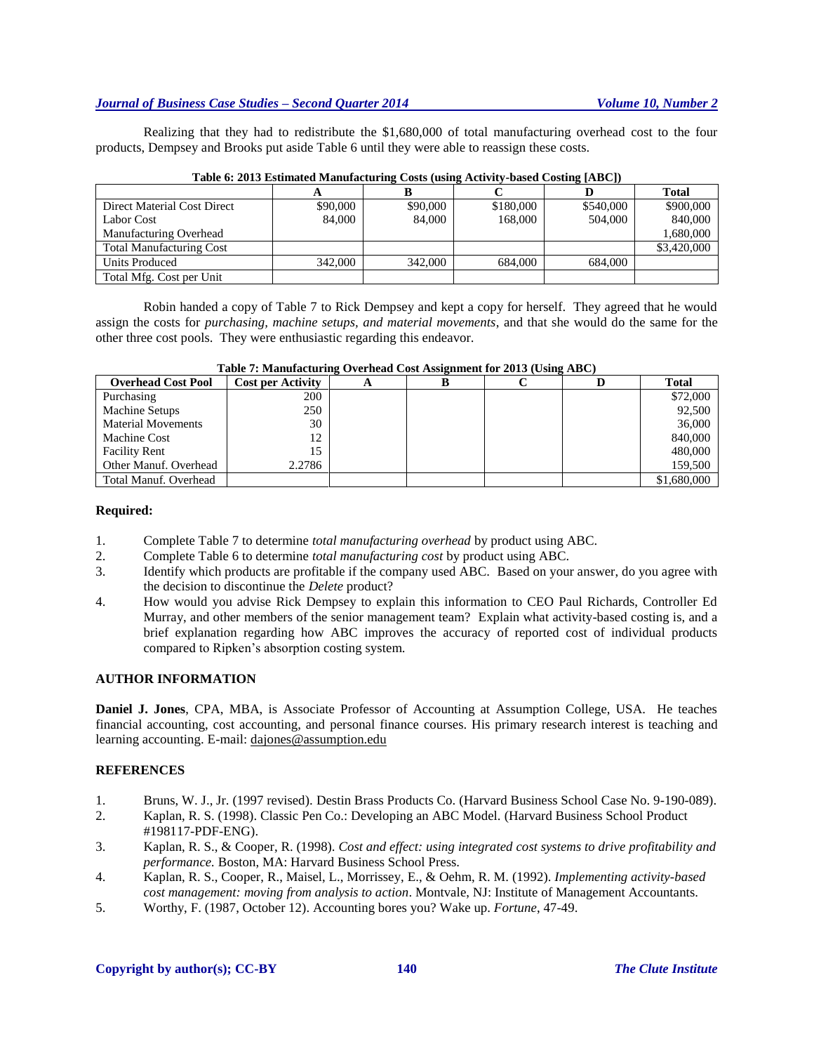Realizing that they had to redistribute the $1,680,000 of total manufacturing overhead cost to the four products, Dempsey and Brooks put aside Table 6 until they were able to reassign these costs.

**Table 6: 2013 Estimated Manufacturing Costs (using Activity-based Costing [ABC])**

| | A | B | C | D | Total |
|---|---|---|---|---|---|
| Direct Material Cost Direct | $90,000 | $90,000 | $180,000 | $540,000 | $900,000 |
| Labor Cost | 84,000 | 84,000 | 168,000 | 504,000 | 840,000 |
| Manufacturing Overhead | | | | | 1,680,000 |
| Total Manufacturing Cost | | | | | $3,420,000 |
| Units Produced | 342,000 | 342,000 | 684,000 | 684,000 | |
| Total Mfg. Cost per Unit | | | | | |

Robin handed a copy of Table 7 to Rick Dempsey and kept a copy for herself. They agreed that he would assign the costs for *purchasing, machine setups, and material movements*, and that she would do the same for the other three cost pools. They were enthusiastic regarding this endeavor.

**Table 7: Manufacturing Overhead Cost Assignment for 2013 (Using ABC)**

| Overhead Cost Pool | Cost per Activity | A | B | C | D | Total |
|---|---|---|---|---|---|---|
| Purchasing | 200 | | | | | $72,000 |
| Machine Setups | 250 | | | | | 92,500 |
| Material Movements | 30 | | | | | 36,000 |
| Machine Cost | 12 | | | | | 840,000 |
| Facility Rent | 15 | | | | | 480,000 |
| Other Manuf. Overhead | 2.2786 | | | | | 159,500 |
| Total Manuf. Overhead | | | | | | $1,680,000 |

**Required:**

1. Complete Table 7 to determine *total manufacturing overhead* by product using ABC.
2. Complete Table 6 to determine *total manufacturing cost* by product using ABC.
3. Identify which products are profitable if the company used ABC. Based on your answer, do you agree with the decision to discontinue the *Delete* product?
4. How would you advise Rick Dempsey to explain this information to CEO Paul Richards, Controller Ed Murray, and other members of the senior management team? Explain what activity-based costing is, and a brief explanation regarding how ABC improves the accuracy of reported cost of individual products compared to Ripken's absorption costing system.

## AUTHOR INFORMATION

**Daniel J. Jones**, CPA, MBA, is Associate Professor of Accounting at Assumption College, USA. He teaches financial accounting, cost accounting, and personal finance courses. His primary research interest is teaching and learning accounting. E-mail: dajones@assumption.edu

## REFERENCES

1. Bruns, W. J., Jr. (1997 revised). Destin Brass Products Co. (Harvard Business School Case No. 9-190-089).
2. Kaplan, R. S. (1998). Classic Pen Co.: Developing an ABC Model. (Harvard Business School Product #198117-PDF-ENG).
3. Kaplan, R. S., & Cooper, R. (1998). *Cost and effect: using integrated cost systems to drive profitability and performance.* Boston, MA: Harvard Business School Press.
4. Kaplan, R. S., Cooper, R., Maisel, L., Morrissey, E., & Oehm, R. M. (1992). *Implementing activity-based cost management: moving from analysis to action*. Montvale, NJ: Institute of Management Accountants.
5. Worthy, F. (1987, October 12). Accounting bores you? Wake up. *Fortune*, 47-49.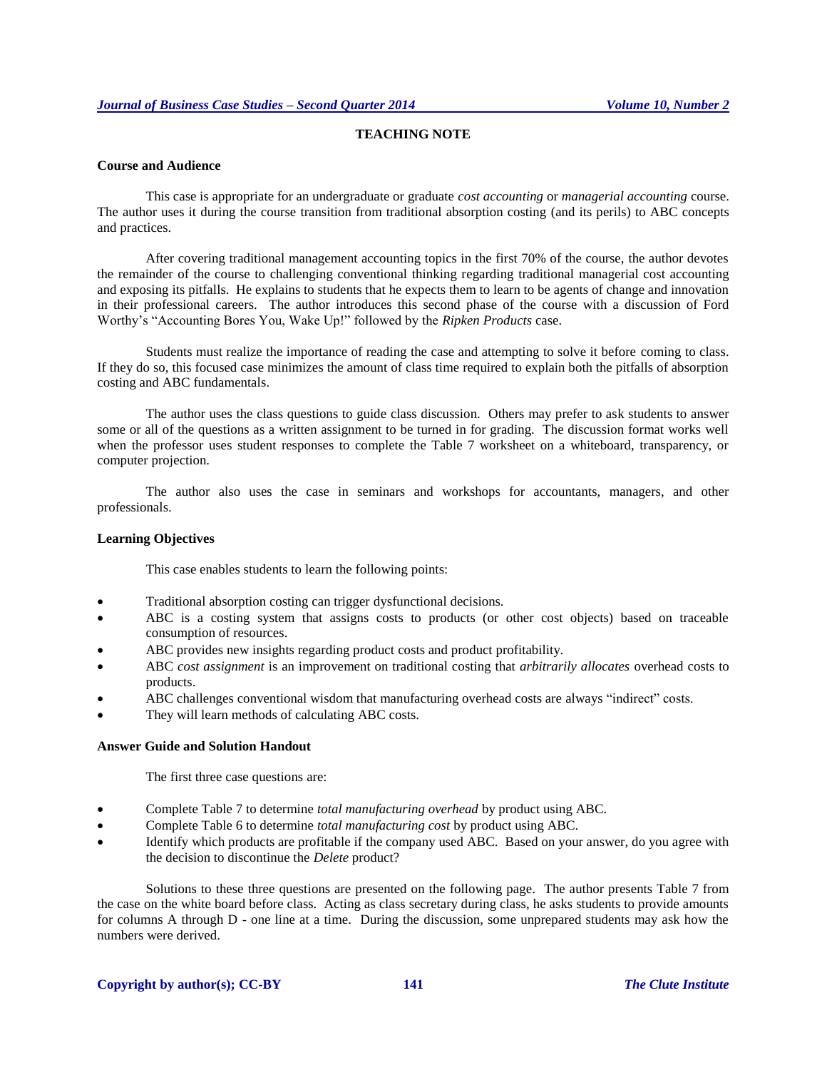## TEACHING NOTE

### Course and Audience

This case is appropriate for an undergraduate or graduate *cost accounting* or *managerial accounting* course. The author uses it during the course transition from traditional absorption costing (and its perils) to ABC concepts and practices.

After covering traditional management accounting topics in the first 70% of the course, the author devotes the remainder of the course to challenging conventional thinking regarding traditional managerial cost accounting and exposing its pitfalls. He explains to students that he expects them to learn to be agents of change and innovation in their professional careers. The author introduces this second phase of the course with a discussion of Ford Worthy's "Accounting Bores You, Wake Up!" followed by the *Ripken Products* case.

Students must realize the importance of reading the case and attempting to solve it before coming to class. If they do so, this focused case minimizes the amount of class time required to explain both the pitfalls of absorption costing and ABC fundamentals.

The author uses the class questions to guide class discussion. Others may prefer to ask students to answer some or all of the questions as a written assignment to be turned in for grading. The discussion format works well when the professor uses student responses to complete the Table 7 worksheet on a whiteboard, transparency, or computer projection.

The author also uses the case in seminars and workshops for accountants, managers, and other professionals.

### Learning Objectives

This case enables students to learn the following points:

- Traditional absorption costing can trigger dysfunctional decisions.
- ABC is a costing system that assigns costs to products (or other cost objects) based on traceable consumption of resources.
- ABC provides new insights regarding product costs and product profitability.
- ABC *cost assignment* is an improvement on traditional costing that *arbitrarily allocates* overhead costs to products.
- ABC challenges conventional wisdom that manufacturing overhead costs are always "indirect" costs.
- They will learn methods of calculating ABC costs.

### Answer Guide and Solution Handout

The first three case questions are:

- Complete Table 7 to determine *total manufacturing overhead* by product using ABC.
- Complete Table 6 to determine *total manufacturing cost* by product using ABC.
- Identify which products are profitable if the company used ABC. Based on your answer, do you agree with the decision to discontinue the *Delete* product?

Solutions to these three questions are presented on the following page. The author presents Table 7 from the case on the white board before class. Acting as class secretary during class, he asks students to provide amounts for columns A through D - one line at a time. During the discussion, some unprepared students may ask how the numbers were derived.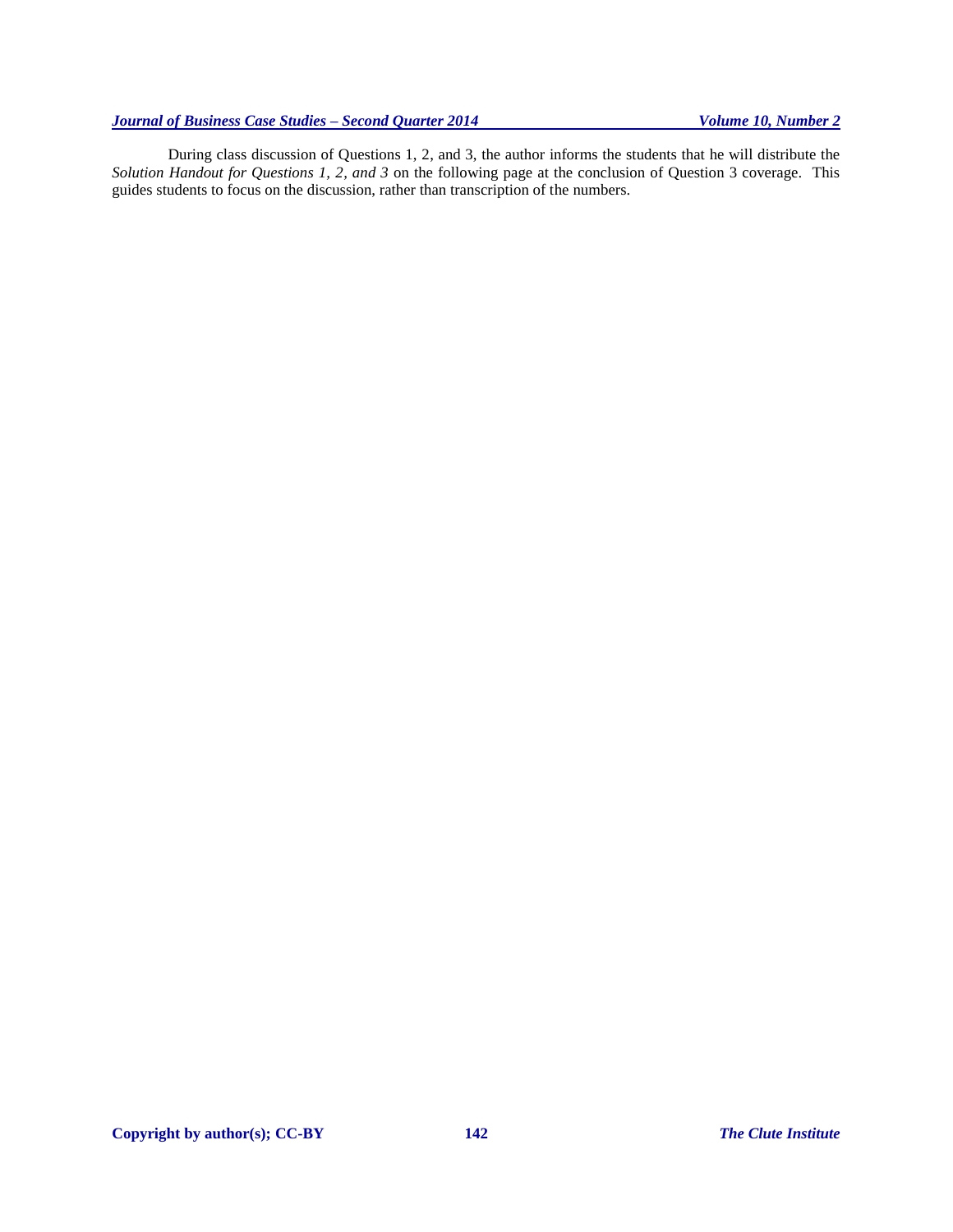During class discussion of Questions 1, 2, and 3, the author informs the students that he will distribute the *Solution Handout for Questions 1, 2, and 3* on the following page at the conclusion of Question 3 coverage. This guides students to focus on the discussion, rather than transcription of the numbers.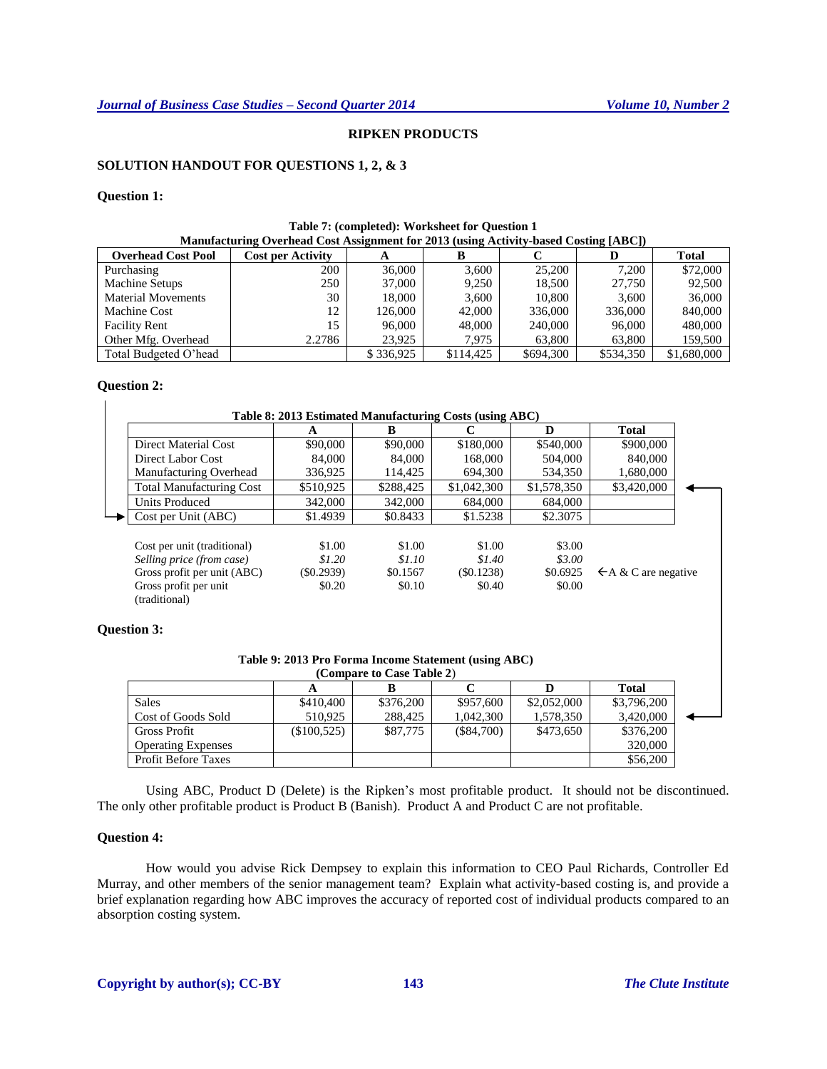## RIPKEN PRODUCTS

### SOLUTION HANDOUT FOR QUESTIONS 1, 2, & 3

### Question 1:

**Table 7: (completed): Worksheet for Question 1**
**Manufacturing Overhead Cost Assignment for 2013 (using Activity-based Costing [ABC])**

| Overhead Cost Pool | Cost per Activity | A | B | C | D | Total |
|---|---|---|---|---|---|---|
| Purchasing | 200 | 36,000 | 3,600 | 25,200 | 7,200 | $72,000 |
| Machine Setups | 250 | 37,000 | 9,250 | 18,500 | 27,750 | 92,500 |
| Material Movements | 30 | 18,000 | 3,600 | 10,800 | 3,600 | 36,000 |
| Machine Cost | 12 | 126,000 | 42,000 | 336,000 | 336,000 | 840,000 |
| Facility Rent | 15 | 96,000 | 48,000 | 240,000 | 96,000 | 480,000 |
| Other Mfg. Overhead | 2.2786 | 23,925 | 7,975 | 63,800 | 63,800 | 159,500 |
| Total Budgeted O'head | | $ 336,925 | $114,425 | $694,300 | $534,350 | $1,680,000 |

### Question 2:

**Table 8: 2013 Estimated Manufacturing Costs (using ABC)**

| | A | B | C | D | Total |
|---|---|---|---|---|---|
| Direct Material Cost | $90,000 | $90,000 | $180,000 | $540,000 | $900,000 |
| Direct Labor Cost | 84,000 | 84,000 | 168,000 | 504,000 | 840,000 |
| Manufacturing Overhead | 336,925 | 114,425 | 694,300 | 534,350 | 1,680,000 |
| Total Manufacturing Cost | $510,925 | $288,425 | $1,042,300 | $1,578,350 | $3,420,000 |
| Units Produced | 342,000 | 342,000 | 684,000 | 684,000 | |
| Cost per Unit (ABC) | $1.4939 | $0.8433 | $1.5238 | $2.3075 | |

| | A | B | C | D | |
|---|---|---|---|---|---|
| Cost per unit (traditional) | $1.00 | $1.00 | $1.00 | $3.00 | |
| *Selling price (from case)* | *$1.20* | *$1.10* | *$1.40* | *$3.00* | |
| Gross profit per unit (ABC) | ($0.2939) | $0.1567 | ($0.1238) | $0.6925 | ←A & C are negative |
| Gross profit per unit (traditional) | $0.20 | $0.10 | $0.40 | $0.00 | |

### Question 3:

**Table 9: 2013 Pro Forma Income Statement (using ABC)**
**(Compare to Case Table 2)**

| | A | B | C | D | Total |
|---|---|---|---|---|---|
| Sales | $410,400 | $376,200 | $957,600 | $2,052,000 | $3,796,200 |
| Cost of Goods Sold | 510,925 | 288,425 | 1,042,300 | 1,578,350 | 3,420,000 |
| Gross Profit | ($100,525) | $87,775 | ($84,700) | $473,650 | $376,200 |
| Operating Expenses | | | | | 320,000 |
| Profit Before Taxes | | | | | $56,200 |

Using ABC, Product D (Delete) is the Ripken's most profitable product. It should not be discontinued. The only other profitable product is Product B (Banish). Product A and Product C are not profitable.

### Question 4:

How would you advise Rick Dempsey to explain this information to CEO Paul Richards, Controller Ed Murray, and other members of the senior management team? Explain what activity-based costing is, and provide a brief explanation regarding how ABC improves the accuracy of reported cost of individual products compared to an absorption costing system.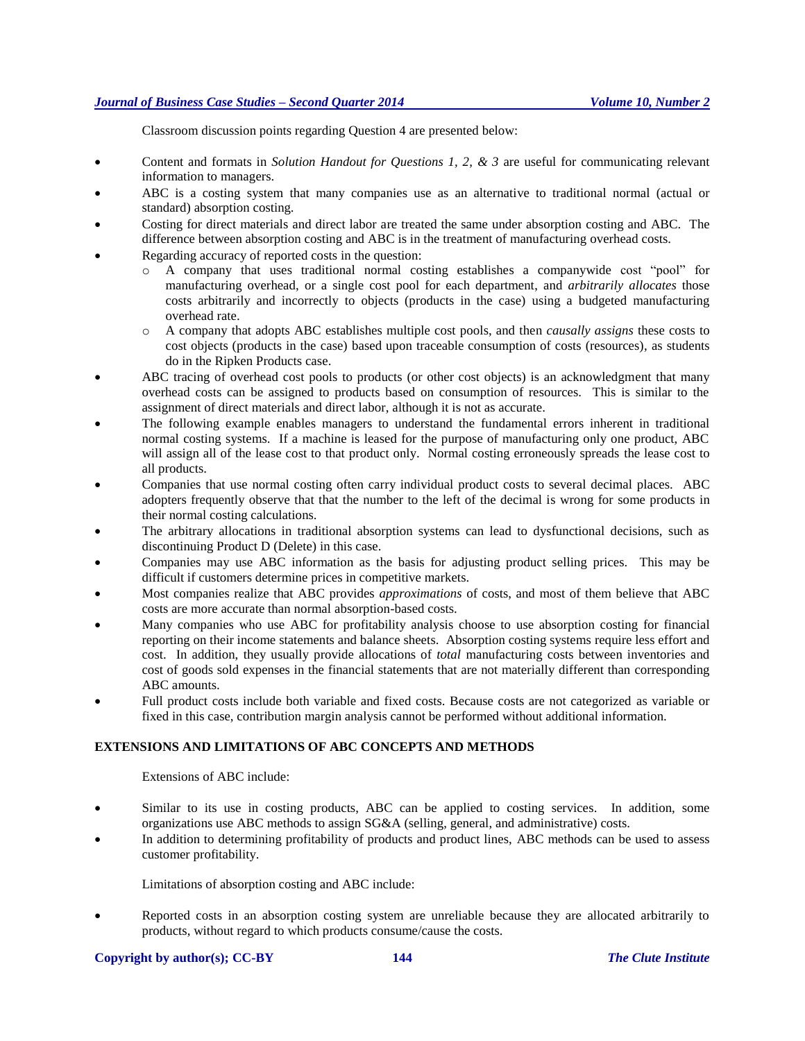Classroom discussion points regarding Question 4 are presented below:

- Content and formats in *Solution Handout for Questions 1, 2, & 3* are useful for communicating relevant information to managers.
- ABC is a costing system that many companies use as an alternative to traditional normal (actual or standard) absorption costing.
- Costing for direct materials and direct labor are treated the same under absorption costing and ABC. The difference between absorption costing and ABC is in the treatment of manufacturing overhead costs.
- Regarding accuracy of reported costs in the question:
  - A company that uses traditional normal costing establishes a companywide cost "pool" for manufacturing overhead, or a single cost pool for each department, and *arbitrarily allocates* those costs arbitrarily and incorrectly to objects (products in the case) using a budgeted manufacturing overhead rate.
  - A company that adopts ABC establishes multiple cost pools, and then *causally assigns* these costs to cost objects (products in the case) based upon traceable consumption of costs (resources), as students do in the Ripken Products case.
- ABC tracing of overhead cost pools to products (or other cost objects) is an acknowledgment that many overhead costs can be assigned to products based on consumption of resources. This is similar to the assignment of direct materials and direct labor, although it is not as accurate.
- The following example enables managers to understand the fundamental errors inherent in traditional normal costing systems. If a machine is leased for the purpose of manufacturing only one product, ABC will assign all of the lease cost to that product only. Normal costing erroneously spreads the lease cost to all products.
- Companies that use normal costing often carry individual product costs to several decimal places. ABC adopters frequently observe that that the number to the left of the decimal is wrong for some products in their normal costing calculations.
- The arbitrary allocations in traditional absorption systems can lead to dysfunctional decisions, such as discontinuing Product D (Delete) in this case.
- Companies may use ABC information as the basis for adjusting product selling prices. This may be difficult if customers determine prices in competitive markets.
- Most companies realize that ABC provides *approximations* of costs, and most of them believe that ABC costs are more accurate than normal absorption-based costs.
- Many companies who use ABC for profitability analysis choose to use absorption costing for financial reporting on their income statements and balance sheets. Absorption costing systems require less effort and cost. In addition, they usually provide allocations of *total* manufacturing costs between inventories and cost of goods sold expenses in the financial statements that are not materially different than corresponding ABC amounts.
- Full product costs include both variable and fixed costs. Because costs are not categorized as variable or fixed in this case, contribution margin analysis cannot be performed without additional information.

## EXTENSIONS AND LIMITATIONS OF ABC CONCEPTS AND METHODS

Extensions of ABC include:

- Similar to its use in costing products, ABC can be applied to costing services. In addition, some organizations use ABC methods to assign SG&A (selling, general, and administrative) costs.
- In addition to determining profitability of products and product lines, ABC methods can be used to assess customer profitability.

Limitations of absorption costing and ABC include:

- Reported costs in an absorption costing system are unreliable because they are allocated arbitrarily to products, without regard to which products consume/cause the costs.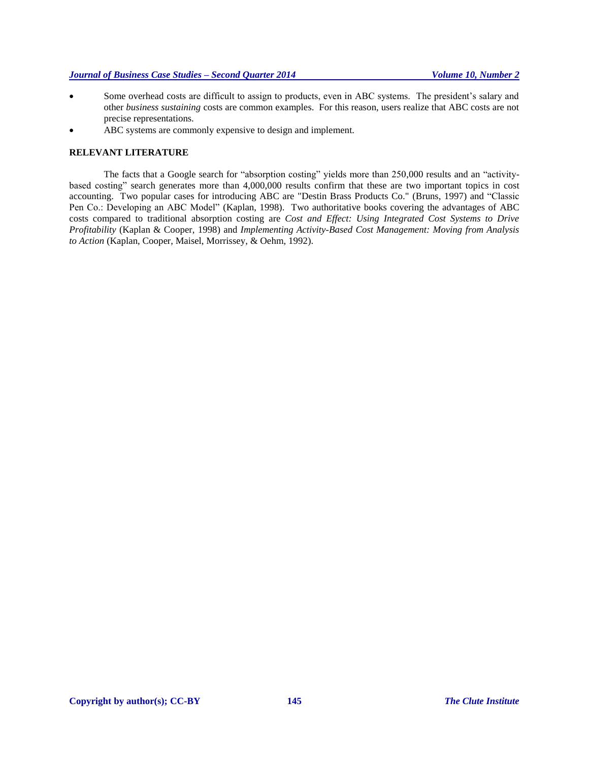- Some overhead costs are difficult to assign to products, even in ABC systems. The president's salary and other *business sustaining* costs are common examples. For this reason, users realize that ABC costs are not precise representations.
- ABC systems are commonly expensive to design and implement.

## RELEVANT LITERATURE

The facts that a Google search for "absorption costing" yields more than 250,000 results and an "activity-based costing" search generates more than 4,000,000 results confirm that these are two important topics in cost accounting. Two popular cases for introducing ABC are "Destin Brass Products Co." (Bruns, 1997) and "Classic Pen Co.: Developing an ABC Model" (Kaplan, 1998). Two authoritative books covering the advantages of ABC costs compared to traditional absorption costing are *Cost and Effect: Using Integrated Cost Systems to Drive Profitability* (Kaplan & Cooper, 1998) and *Implementing Activity-Based Cost Management: Moving from Analysis to Action* (Kaplan, Cooper, Maisel, Morrissey, & Oehm, 1992).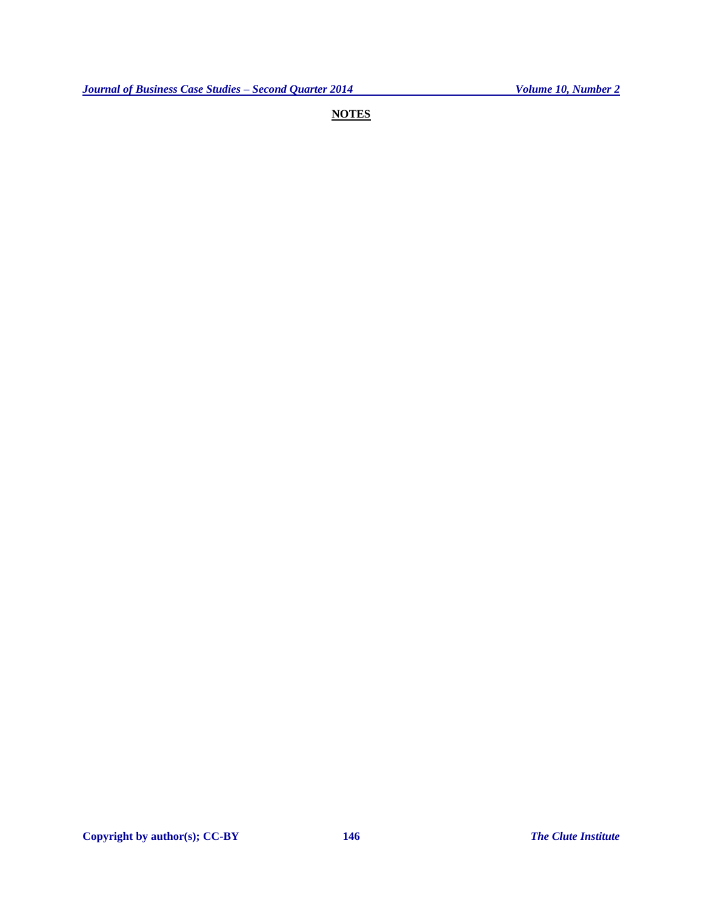**NOTES**